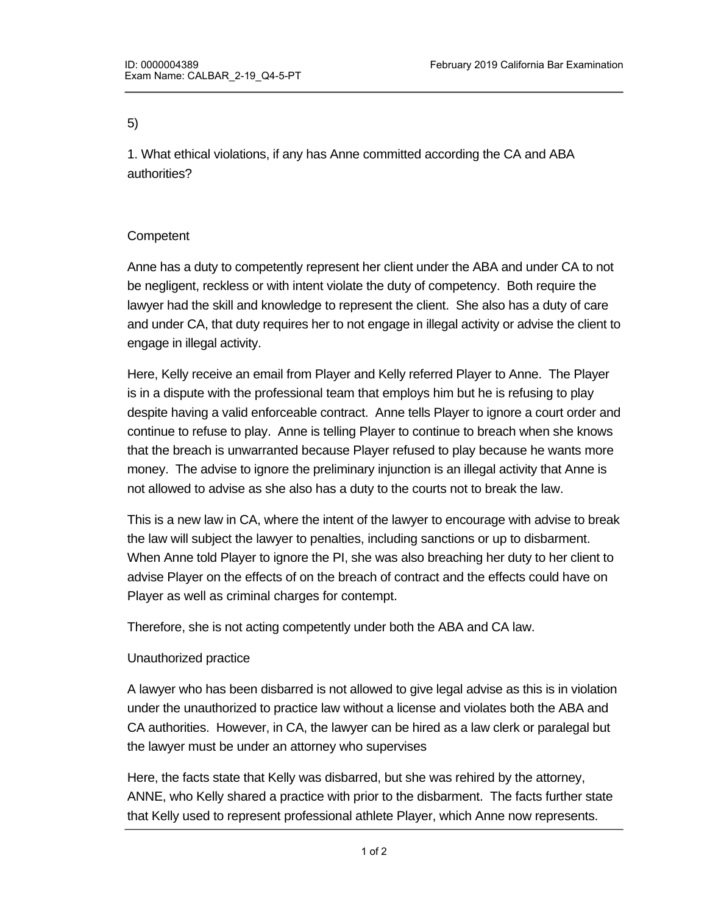5)

1. What ethical violations, if any has Anne committed according the CA and ABA authorities?

Competent

Anne has a duty to competently represent her client under the ABA and under CA to not be negligent, reckless or with intent violate the duty of competency. Both require the lawyer had the skill and knowledge to represent the client. She also has a duty of care and under CA, that duty requires her to not engage in illegal activity or advise the client to engage in illegal activity.

Here, Kelly receive an email from Player and Kelly referred Player to Anne. The Player is in a dispute with the professional team that employs him but he is refusing to play despite having a valid enforceable contract. Anne tells Player to ignore a court order and continue to refuse to play. Anne is telling Player to continue to breach when she knows that the breach is unwarranted because Player refused to play because he wants more money. The advise to ignore the preliminary injunction is an illegal activity that Anne is not allowed to advise as she also has a duty to the courts not to break the law.

This is a new law in CA, where the intent of the lawyer to encourage with advise to break the law will subject the lawyer to penalties, including sanctions or up to disbarment. When Anne told Player to ignore the PI, she was also breaching her duty to her client to advise Player on the effects of on the breach of contract and the effects could have on Player as well as criminal charges for contempt.

Therefore, she is not acting competently under both the ABA and CA law.

Unauthorized practice

A lawyer who has been disbarred is not allowed to give legal advise as this is in violation under the unauthorized to practice law without a license and violates both the ABA and CA authorities. However, in CA, the lawyer can be hired as a law clerk or paralegal but the lawyer must be under an attorney who supervises

Here, the facts state that Kelly was disbarred, but she was rehired by the attorney, ANNE, who Kelly shared a practice with prior to the disbarment. The facts further state that Kelly used to represent professional athlete Player, which Anne now represents.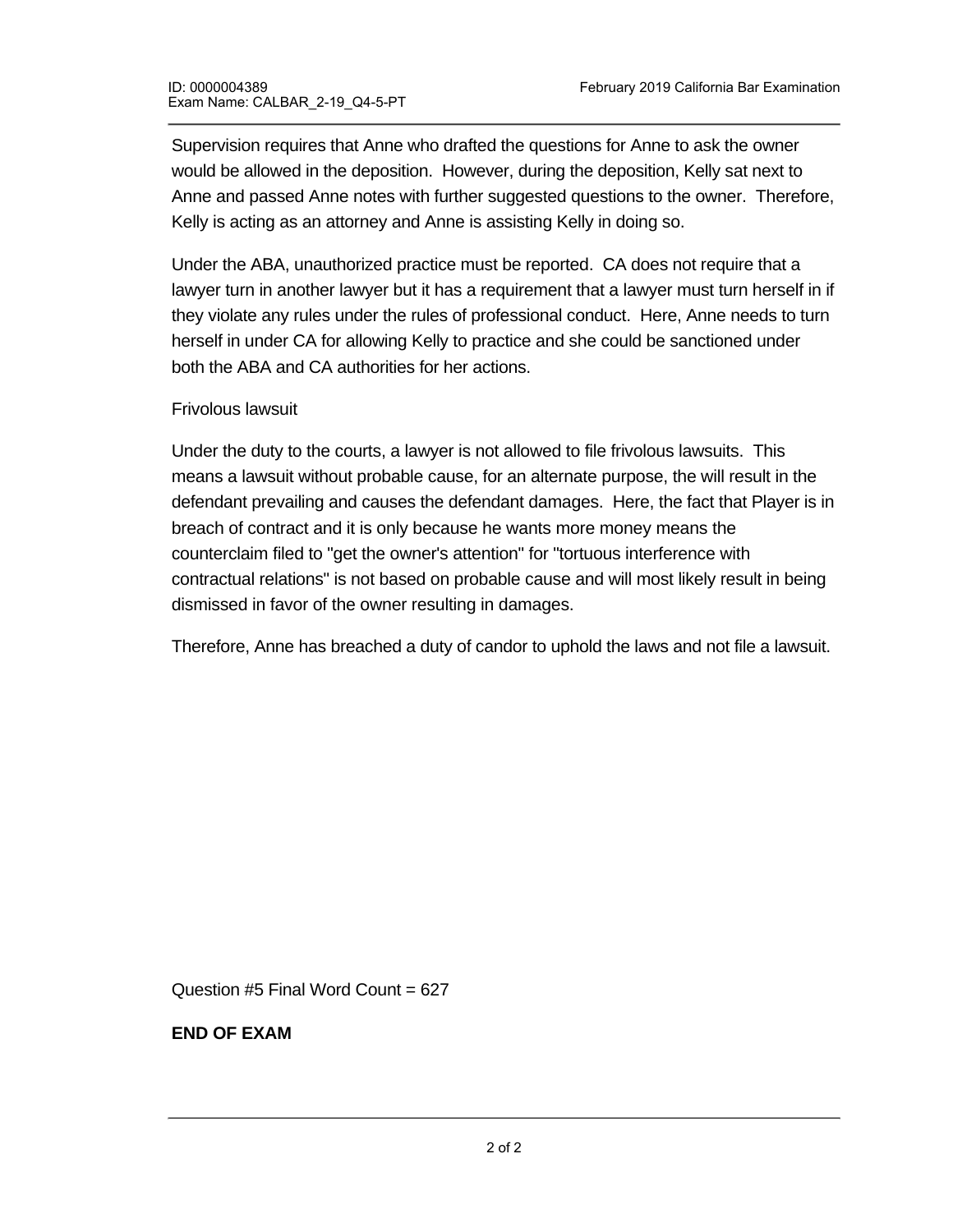Supervision requires that Anne who drafted the questions for Anne to ask the owner would be allowed in the deposition. However, during the deposition, Kelly sat next to Anne and passed Anne notes with further suggested questions to the owner. Therefore, Kelly is acting as an attorney and Anne is assisting Kelly in doing so.

Under the ABA, unauthorized practice must be reported. CA does not require that a lawyer turn in another lawyer but it has a requirement that a lawyer must turn herself in if they violate any rules under the rules of professional conduct. Here, Anne needs to turn herself in under CA for allowing Kelly to practice and she could be sanctioned under both the ABA and CA authorities for her actions.

Frivolous lawsuit

Under the duty to the courts, a lawyer is not allowed to file frivolous lawsuits. This means a lawsuit without probable cause, for an alternate purpose, the will result in the defendant prevailing and causes the defendant damages. Here, the fact that Player is in breach of contract and it is only because he wants more money means the counterclaim filed to "get the owner's attention" for "tortuous interference with contractual relations" is not based on probable cause and will most likely result in being dismissed in favor of the owner resulting in damages.

Therefore, Anne has breached a duty of candor to uphold the laws and not file a lawsuit.

Question #5 Final Word Count = 627

**END OF EXAM**